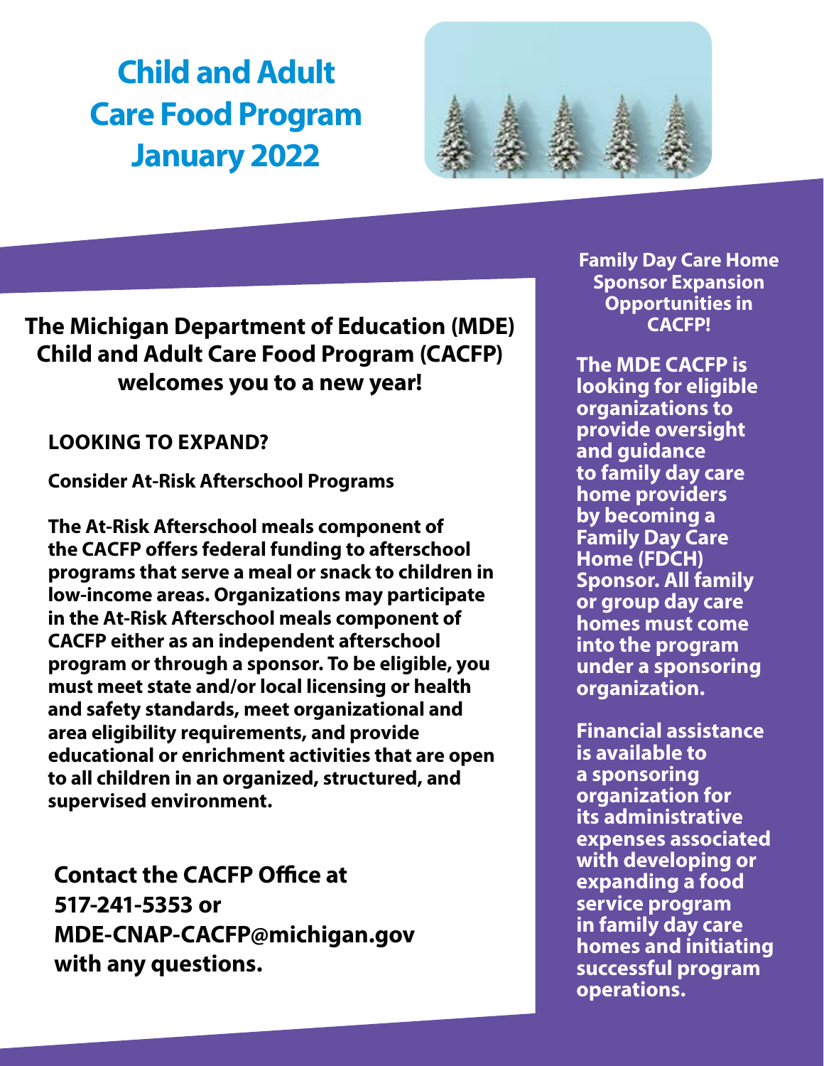# Child and Adult Care Food Program January 2022

## The Michigan Department of Education (MDE) Child and Adult Care Food Program (CACFP) welcomes you to a new year!

### LOOKING TO EXPAND?

**Consider At-Risk Afterschool Programs**

**The At-Risk Afterschool meals component of the CACFP offers federal funding to afterschool programs that serve a meal or snack to children in low-income areas. Organizations may participate in the At-Risk Afterschool meals component of CACFP either as an independent afterschool program or through a sponsor. To be eligible, you must meet state and/or local licensing or health and safety standards, meet organizational and area eligibility requirements, and provide educational or enrichment activities that are open to all children in an organized, structured, and supervised environment.**

**Contact the CACFP Office at 517-241-5353 or MDE-CNAP-CACFP@michigan.gov with any questions.**

### Family Day Care Home Sponsor Expansion Opportunities in CACFP!

**The MDE CACFP is looking for eligible organizations to provide oversight and guidance to family day care home providers by becoming a Family Day Care Home (FDCH) Sponsor. All family or group day care homes must come into the program under a sponsoring organization.**

**Financial assistance is available to a sponsoring organization for its administrative expenses associated with developing or expanding a food service program in family day care homes and initiating successful program operations.**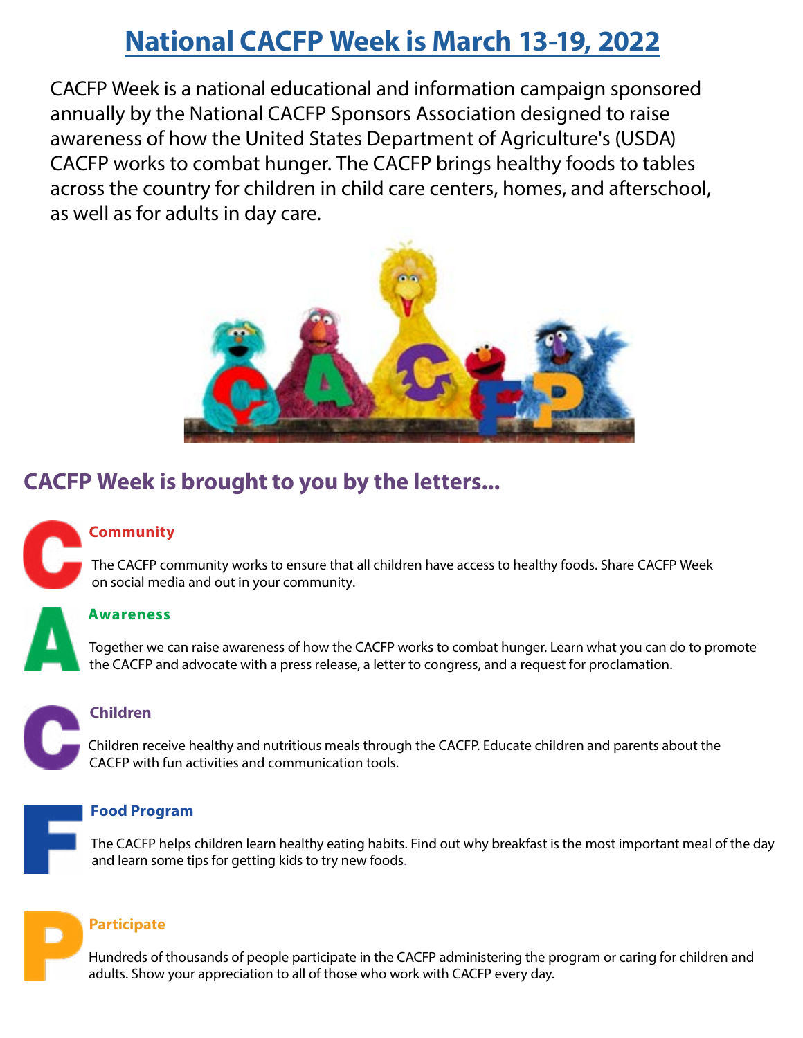# National CACFP Week is March 13-19, 2022

CACFP Week is a national educational and information campaign sponsored annually by the National CACFP Sponsors Association designed to raise awareness of how the United States Department of Agriculture's (USDA) CACFP works to combat hunger. The CACFP brings healthy foods to tables across the country for children in child care centers, homes, and afterschool, as well as for adults in day care.

## CACFP Week is brought to you by the letters...

### C — Community

The CACFP community works to ensure that all children have access to healthy foods. Share CACFP Week on social media and out in your community.

### A — Awareness

Together we can raise awareness of how the CACFP works to combat hunger. Learn what you can do to promote the CACFP and advocate with a press release, a letter to congress, and a request for proclamation.

### C — Children

Children receive healthy and nutritious meals through the CACFP. Educate children and parents about the CACFP with fun activities and communication tools.

### F — Food Program

The CACFP helps children learn healthy eating habits. Find out why breakfast is the most important meal of the day and learn some tips for getting kids to try new foods.

### P — Participate

Hundreds of thousands of people participate in the CACFP administering the program or caring for children and adults. Show your appreciation to all of those who work with CACFP every day.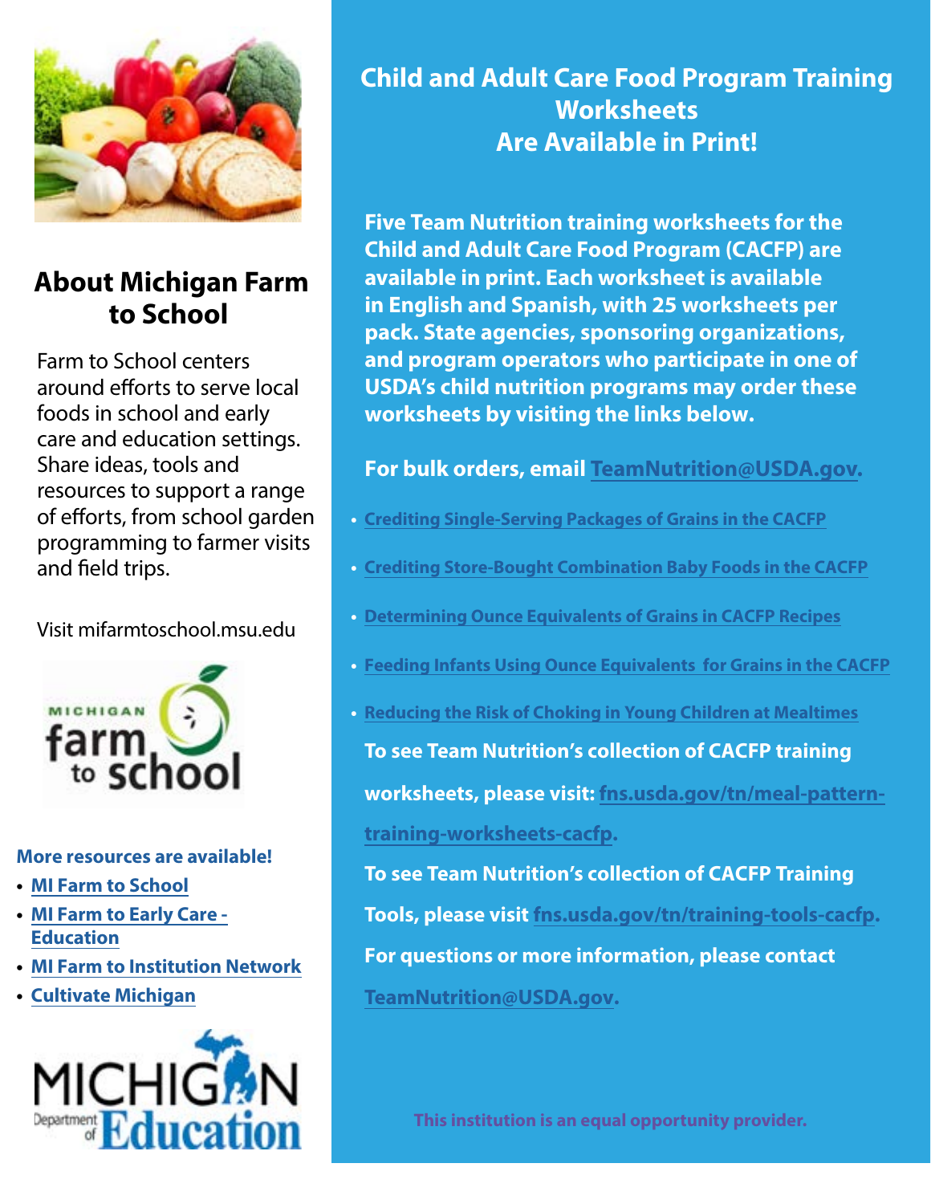## About Michigan Farm to School

Farm to School centers around efforts to serve local foods in school and early care and education settings. Share ideas, tools and resources to support a range of efforts, from school garden programming to farmer visits and field trips.

Visit mifarmtoschool.msu.edu

**More resources are available!**

- MI Farm to School
- MI Farm to Early Care - Education
- MI Farm to Institution Network
- Cultivate Michigan

## Child and Adult Care Food Program Training Worksheets Are Available in Print!

**Five Team Nutrition training worksheets for the Child and Adult Care Food Program (CACFP) are available in print. Each worksheet is available in English and Spanish, with 25 worksheets per pack. State agencies, sponsoring organizations, and program operators who participate in one of USDA's child nutrition programs may order these worksheets by visiting the links below.**

**For bulk orders, email TeamNutrition@USDA.gov.**

- Crediting Single-Serving Packages of Grains in the CACFP
- Crediting Store-Bought Combination Baby Foods in the CACFP
- Determining Ounce Equivalents of Grains in CACFP Recipes
- Feeding Infants Using Ounce Equivalents for Grains in the CACFP
- Reducing the Risk of Choking in Young Children at Mealtimes

**To see Team Nutrition's collection of CACFP training worksheets, please visit: fns.usda.gov/tn/meal-pattern-training-worksheets-cacfp.**

**To see Team Nutrition's collection of CACFP Training Tools, please visit fns.usda.gov/tn/training-tools-cacfp.**

**For questions or more information, please contact TeamNutrition@USDA.gov.**

**This institution is an equal opportunity provider.**